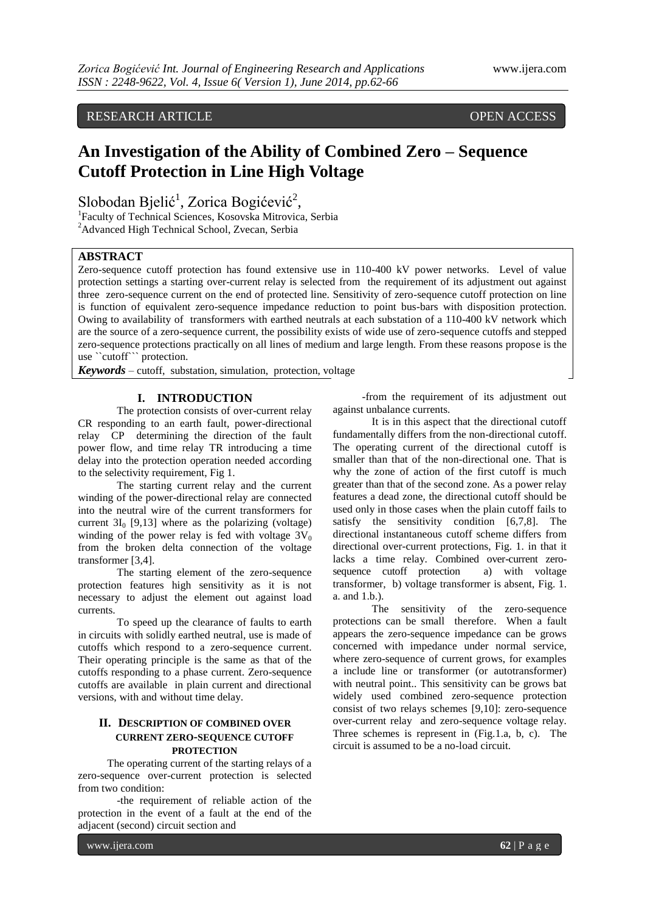RESEARCH ARTICLE OPEN ACCESS

# An Investigation of the Ability of Combined Zero – Sequence Cutoff Protection in Line High Voltage

Slobodan Bjelić[1], Zorica Bogićević[2],

[1]Faculty of Technical Sciences, Kosovska Mitrovica, Serbia
[2]Advanced High Technical School, Zvecan, Serbia

## ABSTRACT

Zero-sequence cutoff protection has found extensive use in 110-400 kV power networks. Level of value protection settings a starting over-current relay is selected from the requirement of its adjustment out against three zero-sequence current on the end of protected line. Sensitivity of zero-sequence cutoff protection on line is function of equivalent zero-sequence impedance reduction to point bus-bars with disposition protection. Owing to availability of transformers with earthed neutrals at each substation of a 110-400 kV network which are the source of a zero-sequence current, the possibility exists of wide use of zero-sequence cutoffs and stepped zero-sequence protections practically on all lines of medium and large length. From these reasons propose is the use ``cutoff``` protection.

***Keywords*** – cutoff, substation, simulation, protection, voltage

## I. INTRODUCTION

The protection consists of over-current relay CR responding to an earth fault, power-directional relay CP determining the direction of the fault power flow, and time relay TR introducing a time delay into the protection operation needed according to the selectivity requirement, Fig 1.

The starting current relay and the current winding of the power-directional relay are connected into the neutral wire of the current transformers for current $3I_0$ [9,13] where as the polarizing (voltage) winding of the power relay is fed with voltage $3V_0$ from the broken delta connection of the voltage transformer [3,4].

The starting element of the zero-sequence protection features high sensitivity as it is not necessary to adjust the element out against load currents.

To speed up the clearance of faults to earth in circuits with solidly earthed neutral, use is made of cutoffs which respond to a zero-sequence current. Their operating principle is the same as that of the cutoffs responding to a phase current. Zero-sequence cutoffs are available in plain current and directional versions, with and without time delay.

## II. DESCRIPTION OF COMBINED OVER CURRENT ZERO-SEQUENCE CUTOFF PROTECTION

The operating current of the starting relays of a zero-sequence over-current protection is selected from two condition:

-the requirement of reliable action of the protection in the event of a fault at the end of the adjacent (second) circuit section and

-from the requirement of its adjustment out against unbalance currents.

It is in this aspect that the directional cutoff fundamentally differs from the non-directional cutoff. The operating current of the directional cutoff is smaller than that of the non-directional one. That is why the zone of action of the first cutoff is much greater than that of the second zone. As a power relay features a dead zone, the directional cutoff should be used only in those cases when the plain cutoff fails to satisfy the sensitivity condition [6,7,8]. The directional instantaneous cutoff scheme differs from directional over-current protections, Fig. 1. in that it lacks a time relay. Combined over-current zero-sequence cutoff protection a) with voltage transformer, b) voltage transformer is absent, Fig. 1. a. and 1.b.).

The sensitivity of the zero-sequence protections can be small therefore. When a fault appears the zero-sequence impedance can be grows concerned with impedance under normal service, where zero-sequence of current grows, for examples a include line or transformer (or autotransformer) with neutral point.. This sensitivity can be grows bat widely used combined zero-sequence protection consist of two relays schemes [9,10]: zero-sequence over-current relay and zero-sequence voltage relay. Three schemes is represent in (Fig.1.a, b, c). The circuit is assumed to be a no-load circuit.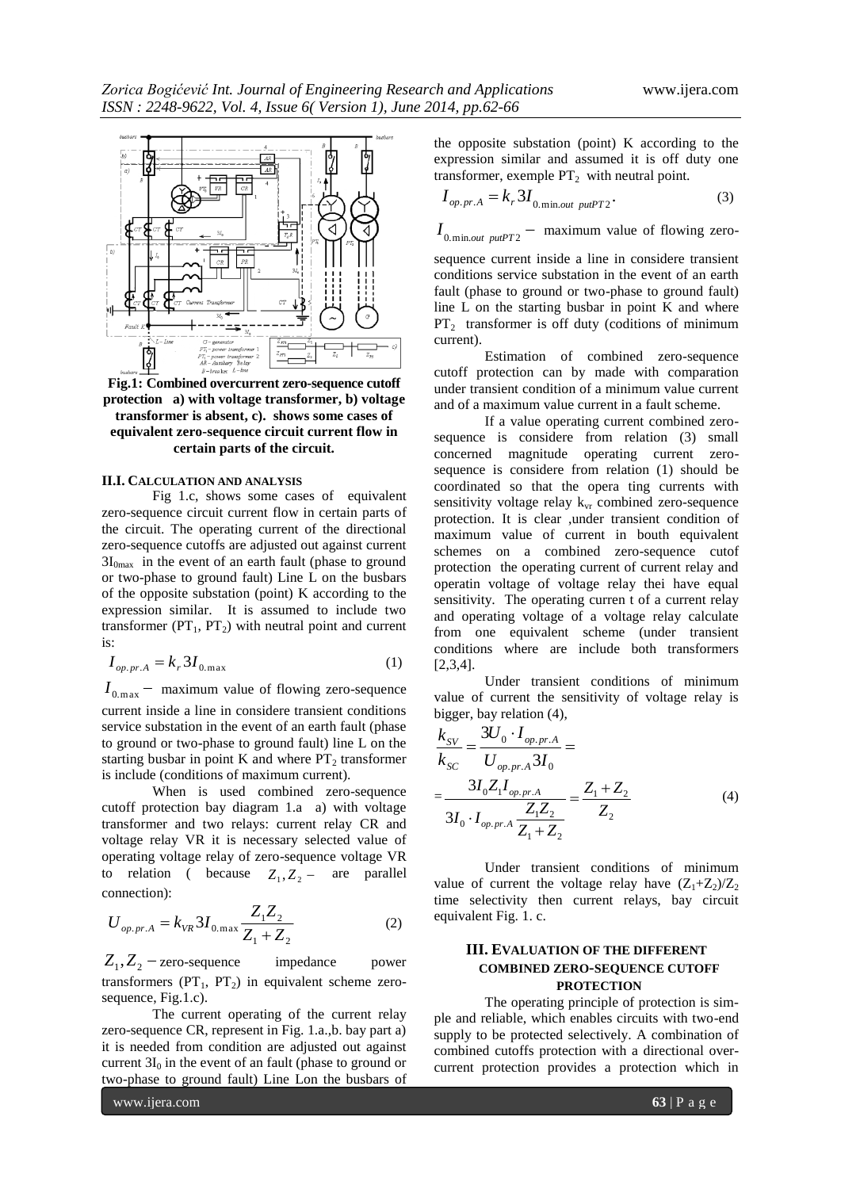**Fig.1: Combined overcurrent zero-sequence cutoff protection a) with voltage transformer, b) voltage transformer is absent, c). shows some cases of equivalent zero-sequence circuit current flow in certain parts of the circuit.**

### II.I. CALCULATION AND ANALYSIS

Fig 1.c, shows some cases of equivalent zero-sequence circuit current flow in certain parts of the circuit. The operating current of the directional zero-sequence cutoffs are adjusted out against current $3I_{0max}$ in the event of an earth fault (phase to ground or two-phase to ground fault) Line L on the busbars of the opposite substation (point) K according to the expression similar. It is assumed to include two transformer ($PT_1$, $PT_2$) with neutral point and current is:

$$I_{op.pr.A} = k_r 3I_{0.\max} \tag{1}$$

$I_{0.\max}$ – maximum value of flowing zero-sequence current inside a line in considere transient conditions service substation in the event of an earth fault (phase to ground or two-phase to ground fault) line L on the starting busbar in point K and where $PT_2$ transformer is include (conditions of maximum current).

When is used combined zero-sequence cutoff protection bay diagram 1.a a) with voltage transformer and two relays: current relay CR and voltage relay VR it is necessary selected value of operating voltage relay of zero-sequence voltage VR to relation ( because $Z_1, Z_2$ – are parallel connection):

$$U_{op.pr.A} = k_{VR} 3I_{0.\max} \frac{Z_1 Z_2}{Z_1 + Z_2} \tag{2}$$

$Z_1, Z_2$ – zero-sequence impedance power transformers ($PT_1$, $PT_2$) in equivalent scheme zero-sequence, Fig.1.c).

The current operating of the current relay zero-sequence CR, represent in Fig. 1.a.,b. bay part a) it is needed from condition are adjusted out against current $3I_0$ in the event of an fault (phase to ground or two-phase to ground fault) Line Lon the busbars of the opposite substation (point) K according to the expression similar and assumed it is off duty one transformer, exemple $PT_2$ with neutral point.

$$I_{op.pr.A} = k_r 3I_{0.\min.out\ putPT2}. \tag{3}$$

$I_{0.\min.out\ putPT2}$ – maximum value of flowing zero-sequence current inside a line in considere transient conditions service substation in the event of an earth fault (phase to ground or two-phase to ground fault) line L on the starting busbar in point K and where $PT_2$ transformer is off duty (coditions of minimum current).

Estimation of combined zero-sequence cutoff protection can by made with comparation under transient condition of a minimum value current and of a maximum value current in a fault scheme.

If a value operating current combined zero-sequence is considere from relation (3) small concerned magnitude operating current zero-sequence is considere from relation (1) should be coordinated so that the opera ting currents with sensitivity voltage relay $k_{vr}$ combined zero-sequence protection. It is clear ,under transient condition of maximum value of current in bouth equivalent schemes on a combined zero-sequence cutof protection the operating current of current relay and operatin voltage of voltage relay thei have equal sensitivity. The operating curren t of a current relay and operating voltage of a voltage relay calculate from one equivalent scheme (under transient conditions where are include both transformers [2,3,4].

Under transient conditions of minimum value of current the sensitivity of voltage relay is bigger, bay relation (4),

$$\frac{k_{SV}}{k_{SC}} = \frac{3U_0 \cdot I_{op.pr.A}}{U_{op.pr.A} 3I_0} = \\ = \frac{3I_0 Z_1 I_{op.pr.A}}{3I_0 \cdot I_{op.pr.A} \dfrac{Z_1 Z_2}{Z_1 + Z_2}} = \frac{Z_1 + Z_2}{Z_2} \tag{4}$$

Under transient conditions of minimum value of current the voltage relay have $(Z_1+Z_2)/Z_2$ time selectivity then current relays, bay circuit equivalent Fig. 1. c.

## III. EVALUATION OF THE DIFFERENT COMBINED ZERO-SEQUENCE CUTOFF PROTECTION

The operating principle of protection is simple and reliable, which enables circuits with two-end supply to be protected selectively. A combination of combined cutoffs protection with a directional over-current protection provides a protection which in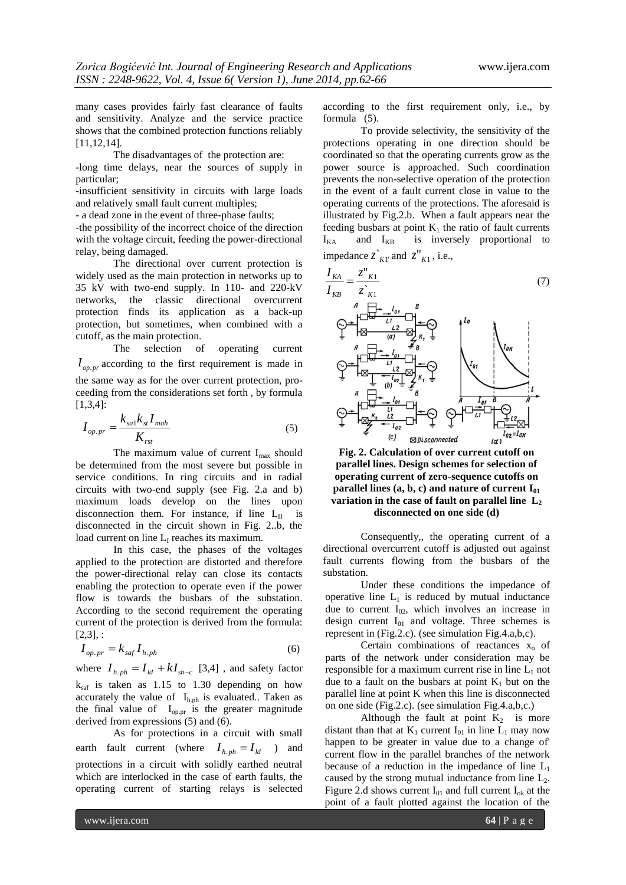many cases provides fairly fast clearance of faults and sensitivity. Analyze and the service practice shows that the combined protection functions reliably [11,12,14].

The disadvantages of the protection are:

-long time delays, near the sources of supply in particular;

-insufficient sensitivity in circuits with large loads and relatively small fault current multiples;

- a dead zone in the event of three-phase faults;

-the possibility of the incorrect choice of the direction with the voltage circuit, feeding the power-directional relay, being damaged.

The directional over current protection is widely used as the main protection in networks up to 35 kV with two-end supply. In 110- and 220-kV networks, the classic directional overcurrent protection finds its application as a back-up protection, but sometimes, when combined with a cutoff, as the main protection.

The selection of operating current $I_{op.pr}$ according to the first requirement is made in the same way as for the over current protection, proceeding from the considerations set forth , by formula [1,3,4]:

$$I_{op.pr} = \frac{k_{sa1} k_{st} I_{mah}}{K_{rst}} \tag{5}$$

The maximum value of current $I_{max}$ should be determined from the most severe but possible in service conditions. In ring circuits and in radial circuits with two-end supply (see Fig. 2.a and b) maximum loads develop on the lines upon disconnection them. For instance, if line $L_{II}$ is disconnected in the circuit shown in Fig. 2..b, the load current on line $L_I$ reaches its maximum.

In this case, the phases of the voltages applied to the protection are distorted and therefore the power-directional relay can close its contacts enabling the protection to operate even if the power flow is towards the busbars of the substation. According to the second requirement the operating current of the protection is derived from the formula: [2,3], :

$$I_{op.pr} = k_{saf} I_{h.ph} \tag{6}$$

where $I_{h.ph} = I_{ld} + kI_{sh-c}$ [3,4] , and safety factor $k_{saf}$ is taken as 1.15 to 1.30 depending on how accurately the value of $I_{h.ph}$ is evaluated.. Taken as the final value of $I_{op.pr}$ is the greater magnitude derived from expressions (5) and (6).

As for protections in a circuit with small earth fault current (where $I_{h.ph} = I_{ld}$ ) and protections in a circuit with solidly earthed neutral which are interlocked in the case of earth faults, the operating current of starting relays is selected according to the first requirement only, i.e., by formula (5).

To provide selectivity, the sensitivity of the protections operating in one direction should be coordinated so that the operating currents grow as the power source is approached. Such coordination prevents the non-selective operation of the protection in the event of a fault current close in value to the operating currents of the protections. The aforesaid is illustrated by Fig.2.b. When a fault appears near the feeding busbars at point $K_1$ the ratio of fault currents $I_{KA}$ and $I_{KB}$ is inversely proportional to impedance $z`_{K1'}$ and $z''_{K1}$, i.e.,

$$\frac{I_{KA}}{I_{KB}} = \frac{z''_{K1}}{z`_{K1}} \tag{7}$$

**Fig. 2. Calculation of over current cutoff on parallel lines. Design schemes for selection of operating current of zero-sequence cutoffs on parallel lines (a, b, c) and nature of current $I_{01}$ variation in the case of fault on parallel line $L_2$ disconnected on one side (d)**

Consequently,, the operating current of a directional overcurrent cutoff is adjusted out against fault currents flowing from the busbars of the substation.

Under these conditions the impedance of operative line $L_1$ is reduced by mutual inductance due to current $I_{02}$, which involves an increase in design current $I_{01}$ and voltage. Three schemes is represent in (Fig.2.c). (see simulation Fig.4.a,b,c).

Certain combinations of reactances $x_o$ of parts of the network under consideration may be responsible for a maximum current rise in line $L_1$ not due to a fault on the busbars at point $K_1$ but on the parallel line at point K when this line is disconnected on one side (Fig.2.c). (see simulation Fig.4.a,b,c.)

Although the fault at point $K_2$ is more distant than that at $K_1$ current $I_{01}$ in line $L_1$ may now happen to be greater in value due to a change of' current flow in the parallel branches of the network because of a reduction in the impedance of line $L_1$ caused by the strong mutual inductance from line $L_2$. Figure 2.d shows current $I_{01}$ and full current $I_{ok}$ at the point of a fault plotted against the location of the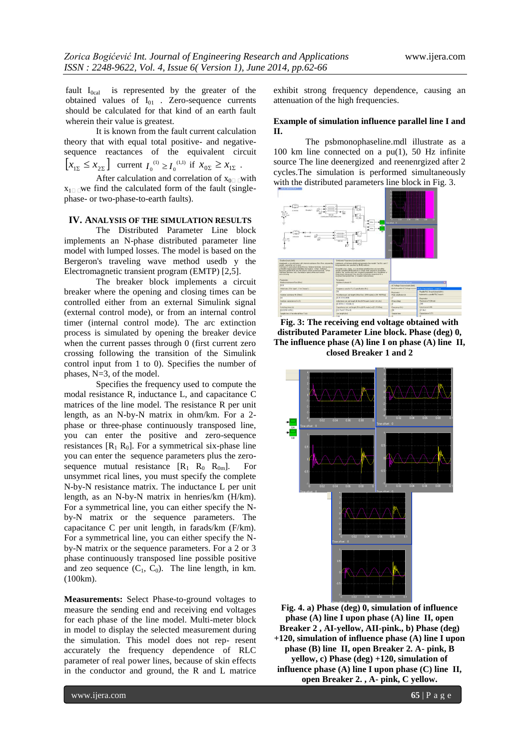fault $I_{0cal}$ is represented by the greater of the obtained values of $I_{01}$ . Zero-sequence currents should be calculated for that kind of an earth fault wherein their value is greatest.

It is known from the fault current calculation theory that with equal total positive- and negative-sequence reactances of the equivalent circuit $\left[x_{1\Sigma} \leq x_{2\Sigma}\right]$ current $I_0^{(1)} \geq I_0^{(1,1)}$ if $x_{0\Sigma} \geq x_{1\Sigma}$ .

After calculation and correlation of $x_{0\Sigma}$ with $x_{1\Sigma}$ we find the calculated form of the fault (single-phase- or two-phase-to-earth faults).

## IV. ANALYSIS OF THE SIMULATION RESULTS

The Distributed Parameter Line block implements an N-phase distributed parameter line model with lumped losses. The model is based on the Bergeron's traveling wave method usedb y the Electromagnetic transient program (EMTP) [2,5].

The breaker block implements a circuit breaker where the opening and closing times can be controlled either from an external Simulink signal (external control mode), or from an internal control timer (internal control mode). The arc extinction process is simulated by opening the breaker device when the current passes through 0 (first current zero crossing following the transition of the Simulink control input from 1 to 0). Specifies the number of phases, N=3, of the model.

Specifies the frequency used to compute the modal resistance R, inductance L, and capacitance C matrices of the line model. The resistance R per unit length, as an N-by-N matrix in ohm/km. For a 2-phase or three-phase continuously transposed line, you can enter the positive and zero-sequence resistances $[R_1\ R_0]$. For a symmetrical six-phase line you can enter the sequence parameters plus the zero-sequence mutual resistance $[R_1\ R_0\ R_{0m}]$. For unsymmet rical lines, you must specify the complete N-by-N resistance matrix. The inductance L per unit length, as an N-by-N matrix in henries/km (H/km). For a symmetrical line, you can either specify the N-by-N matrix or the sequence parameters. The capacitance C per unit length, in farads/km (F/km). For a symmetrical line, you can either specify the N-by-N matrix or the sequence parameters. For a 2 or 3 phase continuously transposed line possible positive and zeo sequence $(C_1, C_0)$. The line length, in km. (100km).

**Measurements:** Select Phase-to-ground voltages to measure the sending end and receiving end voltages for each phase of the line model. Multi-meter block in model to display the selected measurement during the simulation. This model does not rep- resent accurately the frequency dependence of RLC parameter of real power lines, because of skin effects in the conductor and ground, the R and L matrice exhibit strong frequency dependence, causing an attenuation of the high frequencies.

**Example of simulation influence parallel line I and II.**

The psbmonophaseline.mdl illustrate as a 100 km line connected on a pu(1), 50 Hz infinite source The line deenergized and reenenrgized after 2 cycles.The simulation is performed simultaneously with the distributed parameters line block in Fig. 3.

**Fig. 3: The receiving end voltage obtained with distributed Parameter Line block. Phase (deg) 0, The influence phase (A) line I on phase (A) line II, closed Breaker 1 and 2**

**Fig. 4. a) Phase (deg) 0, simulation of influence phase (A) line I upon phase (A) line II, open Breaker 2 , AI-yellow, AII-pink., b) Phase (deg) +120, simulation of influence phase (A) line I upon phase (B) line II, open Breaker 2. A- pink, B yellow, c) Phase (deg) +120, simulation of influence phase (A) line I upon phase (C) line II, open Breaker 2. , A- pink, C yellow.**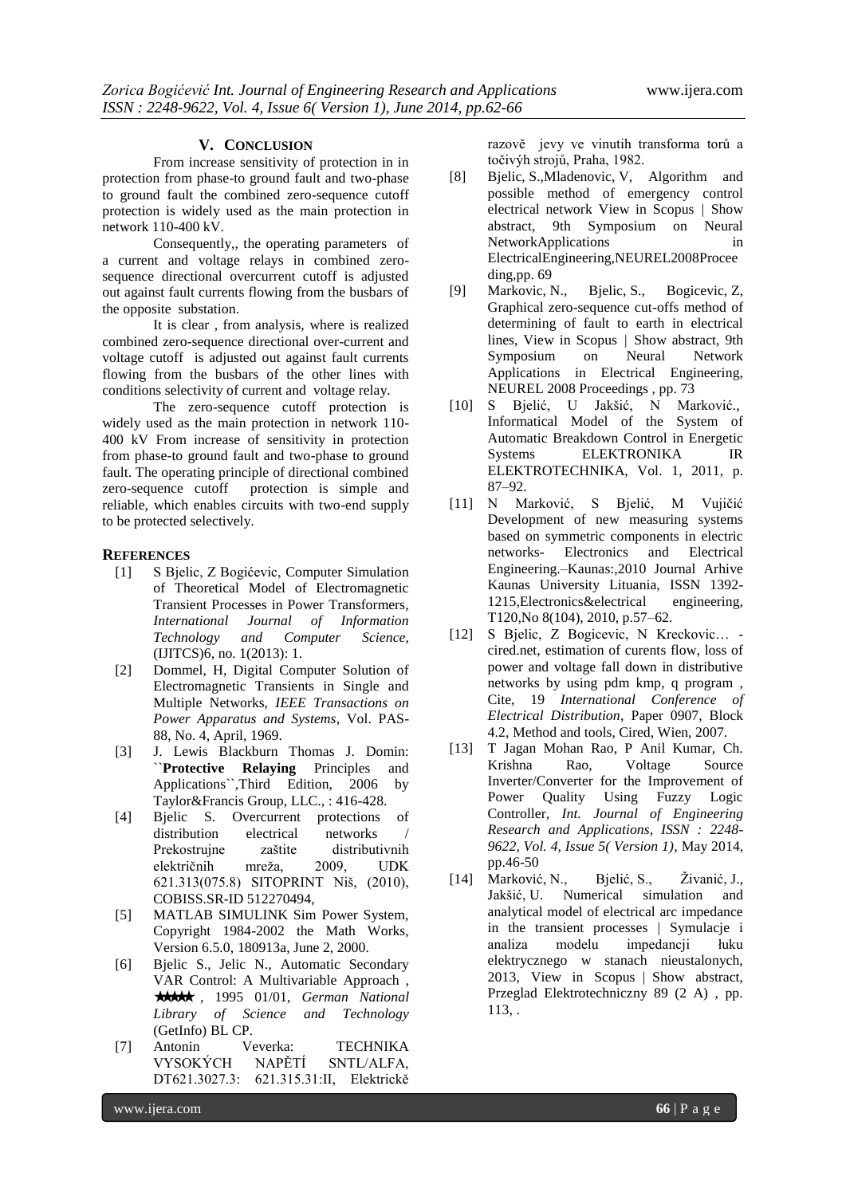## V. CONCLUSION

From increase sensitivity of protection in in protection from phase-to ground fault and two-phase to ground fault the combined zero-sequence cutoff protection is widely used as the main protection in network 110-400 kV.

Consequently,, the operating parameters of a current and voltage relays in combined zero-sequence directional overcurrent cutoff is adjusted out against fault currents flowing from the busbars of the opposite substation.

It is clear , from analysis, where is realized combined zero-sequence directional over-current and voltage cutoff is adjusted out against fault currents flowing from the busbars of the other lines with conditions selectivity of current and voltage relay.

The zero-sequence cutoff protection is widely used as the main protection in network 110-400 kV From increase of sensitivity in protection from phase-to ground fault and two-phase to ground fault. The operating principle of directional combined zero-sequence cutoff protection is simple and reliable, which enables circuits with two-end supply to be protected selectively.

## REFERENCES

[1] S Bjelic, Z Bogićevic, Computer Simulation of Theoretical Model of Electromagnetic Transient Processes in Power Transformers, *International Journal of Information Technology and Computer Science*, (IJITCS)6, no. 1(2013): 1.

[2] Dommel, H, Digital Computer Solution of Electromagnetic Transients in Single and Multiple Networks, *IEEE Transactions on Power Apparatus and Systems*, Vol. PAS-88, No. 4, April, 1969.

[3] J. Lewis Blackburn Thomas J. Domin: ``**Protective Relaying** Principles and Applications``,Third Edition, 2006 by Taylor&Francis Group, LLC., : 416-428.

[4] Bjelic S. Overcurrent protections of distribution electrical networks / Prekostrujne zaštite distributivnih električnih mreža, 2009, UDK 621.313(075.8) SITOPRINT Niš, (2010), COBISS.SR-ID 512270494,

[5] MATLAB SIMULINK Sim Power System, Copyright 1984-2002 the Math Works, Version 6.5.0, 180913a, June 2, 2000.

[6] Bjelic S., Jelic N., Automatic Secondary VAR Control: A Multivariable Approach , ★★★★★ , 1995 01/01, *German National Library of Science and Technology* (GetInfo) BL CP.

[7] Antonin Veverka: TECHNIKA VYSOKÝCH NAPĚTÍ SNTL/ALFA, DT621.3027.3: 621.315.31:II, Elektrickě razově jevy ve vinutih transforma torů a točivýh strojů, Praha, 1982.

[8] Bjelic, S.,Mladenovic, V, Algorithm and possible method of emergency control electrical network View in Scopus | Show abstract, 9th Symposium on Neural NetworkApplications in ElectricalEngineering,NEUREL2008Proceeding,pp. 69

[9] Markovic, N., Bjelic, S., Bogicevic, Z, Graphical zero-sequence cut-offs method of determining of fault to earth in electrical lines, View in Scopus | Show abstract, 9th Symposium on Neural Network Applications in Electrical Engineering, NEUREL 2008 Proceedings , pp. 73

[10] S Bjelić, U Jakšić, N Marković., Informatical Model of the System of Automatic Breakdown Control in Energetic Systems ELEKTRONIKA IR ELEKTROTECHNIKA, Vol. 1, 2011, p. 87–92.

[11] N Marković, S Bjelić, M Vujičić Development of new measuring systems based on symmetric components in electric networks- Electronics and Electrical Engineering.–Kaunas:,2010 Journal Arhive Kaunas University Lituania, ISSN 1392-1215,Electronics&electrical engineering, T120,No 8(104), 2010, p.57–62.

[12] S Bjelic, Z Bogicevic, N Kreckovic… - cired.net, estimation of curents flow, loss of power and voltage fall down in distributive networks by using pdm kmp, q program , Cite, 19 *International Conference of Electrical Distribution*, Paper 0907, Block 4.2, Method and tools, Cired, Wien, 2007.

[13] T Jagan Mohan Rao, P Anil Kumar, Ch. Krishna Rao, Voltage Source Inverter/Converter for the Improvement of Power Quality Using Fuzzy Logic Controller, *Int. Journal of Engineering Research and Applications, ISSN : 2248-9622, Vol. 4, Issue 5( Version 1)*, May 2014, pp.46-50

[14] Marković, N., Bjelić, S., Živanić, J., Jakšić, U. Numerical simulation and analytical model of electrical arc impedance in the transient processes | Symulacje i analiza modelu impedancji łuku elektrycznego w stanach nieustalonych, 2013, View in Scopus | Show abstract, Przeglad Elektrotechniczny 89 (2 A) , pp. 113, .